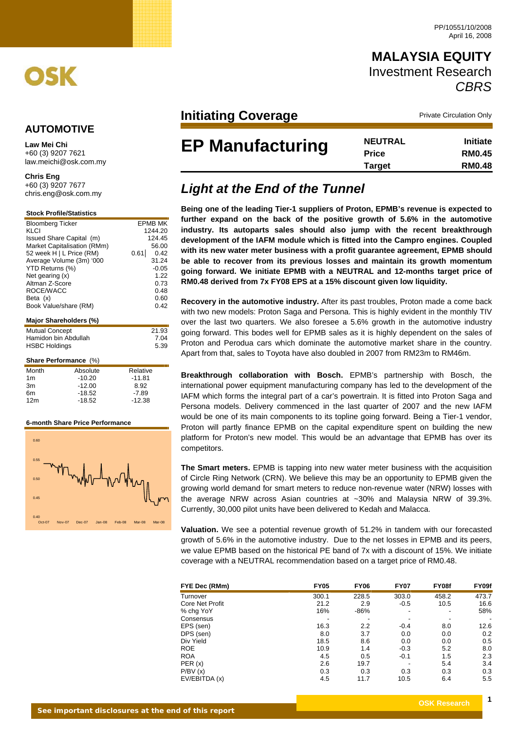PP/10551/10/2008
April 16, 2008

# MALAYSIA EQUITY
Investment Research
*CBRS*

## Initiating Coverage

Private Circulation Only

# EP Manufacturing

| NEUTRAL | Initiate |
|---|---|
| Price | RM0.45 |
| Target | RM0.48 |

## *Light at the End of the Tunnel*

**Being one of the leading Tier-1 suppliers of Proton, EPMB's revenue is expected to further expand on the back of the positive growth of 5.6% in the automotive industry. Its autoparts sales should also jump with the recent breakthrough development of the IAFM module which is fitted into the Campro engines. Coupled with its new water meter business with a profit guarantee agreement, EPMB should be able to recover from its previous losses and maintain its growth momentum going forward. We initiate EPMB with a NEUTRAL and 12-months target price of RM0.48 derived from 7x FY08 EPS at a 15% discount given low liquidity.**

**Recovery in the automotive industry.** After its past troubles, Proton made a come back with two new models: Proton Saga and Persona. This is highly evident in the monthly TIV over the last two quarters. We also foresee a 5.6% growth in the automotive industry going forward. This bodes well for EPMB sales as it is highly dependent on the sales of Proton and Perodua cars which dominate the automotive market share in the country. Apart from that, sales to Toyota have also doubled in 2007 from RM23m to RM46m.

**Breakthrough collaboration with Bosch.** EPMB's partnership with Bosch, the international power equipment manufacturing company has led to the development of the IAFM which forms the integral part of a car's powertrain. It is fitted into Proton Saga and Persona models. Delivery commenced in the last quarter of 2007 and the new IAFM would be one of its main components to its topline going forward. Being a Tier-1 vendor, Proton will partly finance EPMB on the capital expenditure spent on building the new platform for Proton's new model. This would be an advantage that EPMB has over its competitors.

**The Smart meters.** EPMB is tapping into new water meter business with the acquisition of Circle Ring Network (CRN). We believe this may be an opportunity to EPMB given the growing world demand for smart meters to reduce non-revenue water (NRW) losses with the average NRW across Asian countries at ~30% and Malaysia NRW of 39.3%. Currently, 30,000 pilot units have been delivered to Kedah and Malacca.

**Valuation.** We see a potential revenue growth of 51.2% in tandem with our forecasted growth of 5.6% in the automotive industry. Due to the net losses in EPMB and its peers, we value EPMB based on the historical PE band of 7x with a discount of 15%. We initiate coverage with a NEUTRAL recommendation based on a target price of RM0.48.

| FYE Dec (RMm) | FY05 | FY06 | FY07 | FY08f | FY09f |
|---|---|---|---|---|---|
| Turnover | 300.1 | 228.5 | 303.0 | 458.2 | 473.7 |
| Core Net Profit | 21.2 | 2.9 | -0.5 | 10.5 | 16.6 |
| % chg YoY | 16% | -86% | - | - | 58% |
| Consensus | - | - | - | - | - |
| EPS (sen) | 16.3 | 2.2 | -0.4 | 8.0 | 12.6 |
| DPS (sen) | 8.0 | 3.7 | 0.0 | 0.0 | 0.2 |
| Div Yield | 18.5 | 8.6 | 0.0 | 0.0 | 0.5 |
| ROE | 10.9 | 1.4 | -0.3 | 5.2 | 8.0 |
| ROA | 4.5 | 0.5 | -0.1 | 1.5 | 2.3 |
| PER (x) | 2.6 | 19.7 | - | 5.4 | 3.4 |
| P/BV (x) | 0.3 | 0.3 | 0.3 | 0.3 | 0.3 |
| EV/EBITDA (x) | 4.5 | 11.7 | 10.5 | 6.4 | 5.5 |

## AUTOMOTIVE

**Law Mei Chi**
+60 (3) 9207 7621
law.meichi@osk.com.my

**Chris Eng**
+60 (3) 9207 7677
chris.eng@osk.com.my

### Stock Profile/Statistics

| | |
|---|---|
| Bloomberg Ticker | EPMB MK |
| KLCI | 1244.20 |
| Issued Share Capital (m) | 124.45 |
| Market Capitalisation (RMm) | 56.00 |
| 52 week H \| L Price (RM) | 0.61 \| 0.42 |
| Average Volume (3m) '000 | 31.24 |
| YTD Returns (%) | -0.05 |
| Net gearing (x) | 1.22 |
| Altman Z-Score | 0.73 |
| ROCE/WACC | 0.48 |
| Beta (x) | 0.60 |
| Book Value/share (RM) | 0.42 |

### Major Shareholders (%)

| | |
|---|---|
| Mutual Concept | 21.93 |
| Hamidon bin Abdullah | 7.04 |
| HSBC Holdings | 5.39 |

### Share Performance (%)

| Month | Absolute | Relative |
|---|---|---|
| 1m | -10.20 | -11.81 |
| 3m | -12.00 | 8.92 |
| 6m | -18.52 | -7.89 |
| 12m | -18.52 | -12.38 |

### 6-month Share Price Performance

See important disclosures at the end of this report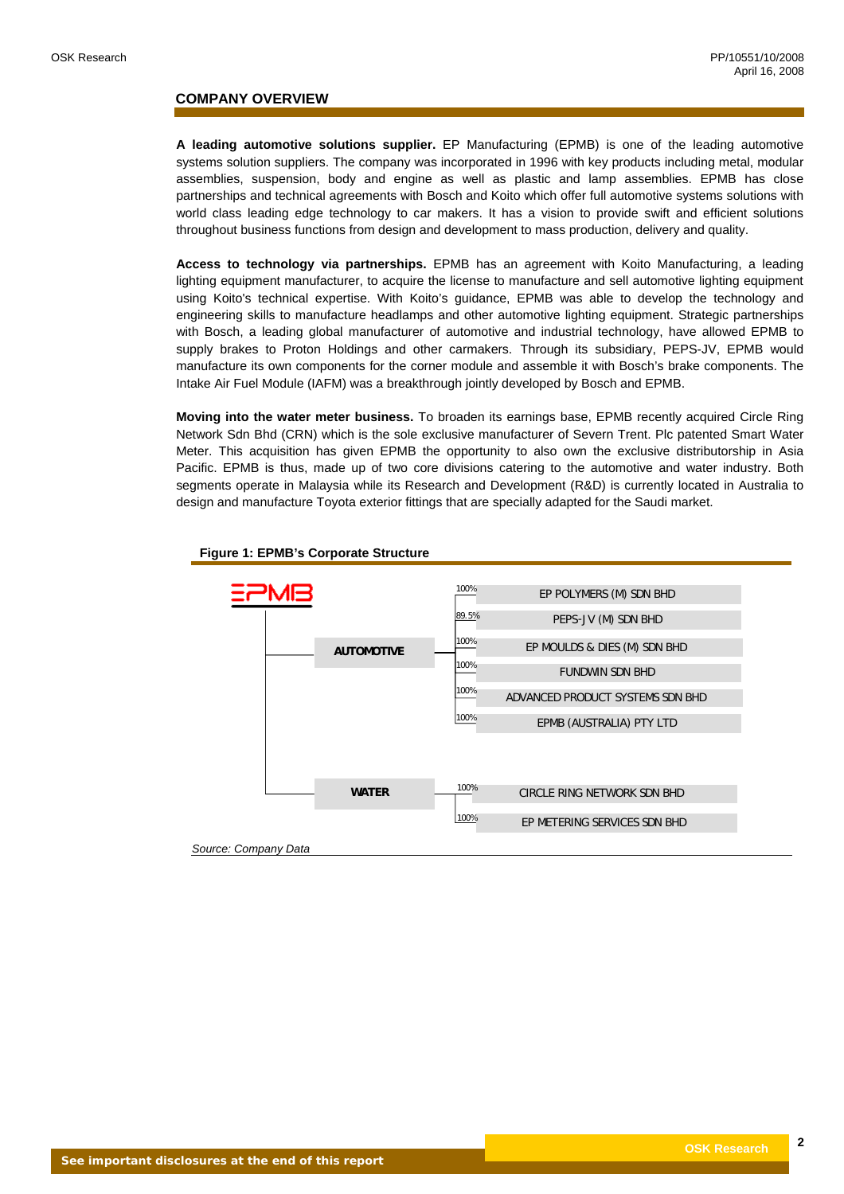## COMPANY OVERVIEW

**A leading automotive solutions supplier.** EP Manufacturing (EPMB) is one of the leading automotive systems solution suppliers. The company was incorporated in 1996 with key products including metal, modular assemblies, suspension, body and engine as well as plastic and lamp assemblies. EPMB has close partnerships and technical agreements with Bosch and Koito which offer full automotive systems solutions with world class leading edge technology to car makers. It has a vision to provide swift and efficient solutions throughout business functions from design and development to mass production, delivery and quality.

**Access to technology via partnerships.** EPMB has an agreement with Koito Manufacturing, a leading lighting equipment manufacturer, to acquire the license to manufacture and sell automotive lighting equipment using Koito's technical expertise. With Koito's guidance, EPMB was able to develop the technology and engineering skills to manufacture headlamps and other automotive lighting equipment. Strategic partnerships with Bosch, a leading global manufacturer of automotive and industrial technology, have allowed EPMB to supply brakes to Proton Holdings and other carmakers. Through its subsidiary, PEPS-JV, EPMB would manufacture its own components for the corner module and assemble it with Bosch's brake components. The Intake Air Fuel Module (IAFM) was a breakthrough jointly developed by Bosch and EPMB.

**Moving into the water meter business.** To broaden its earnings base, EPMB recently acquired Circle Ring Network Sdn Bhd (CRN) which is the sole exclusive manufacturer of Severn Trent. Plc patented Smart Water Meter. This acquisition has given EPMB the opportunity to also own the exclusive distributorship in Asia Pacific. EPMB is thus, made up of two core divisions catering to the automotive and water industry. Both segments operate in Malaysia while its Research and Development (R&D) is currently located in Australia to design and manufacture Toyota exterior fittings that are specially adapted for the Saudi market.

**Figure 1: EPMB's Corporate Structure**

EPMB

- **AUTOMOTIVE**
  - 100% EP POLYMERS (M) SDN BHD
  - 89.5% PEPS-JV (M) SDN BHD
  - 100% EP MOULDS & DIES (M) SDN BHD
  - 100% FUNDWIN SDN BHD
  - 100% ADVANCED PRODUCT SYSTEMS SDN BHD
  - 100% EPMB (AUSTRALIA) PTY LTD
- **WATER**
  - 100% CIRCLE RING NETWORK SDN BHD
  - 100% EP METERING SERVICES SDN BHD

*Source: Company Data*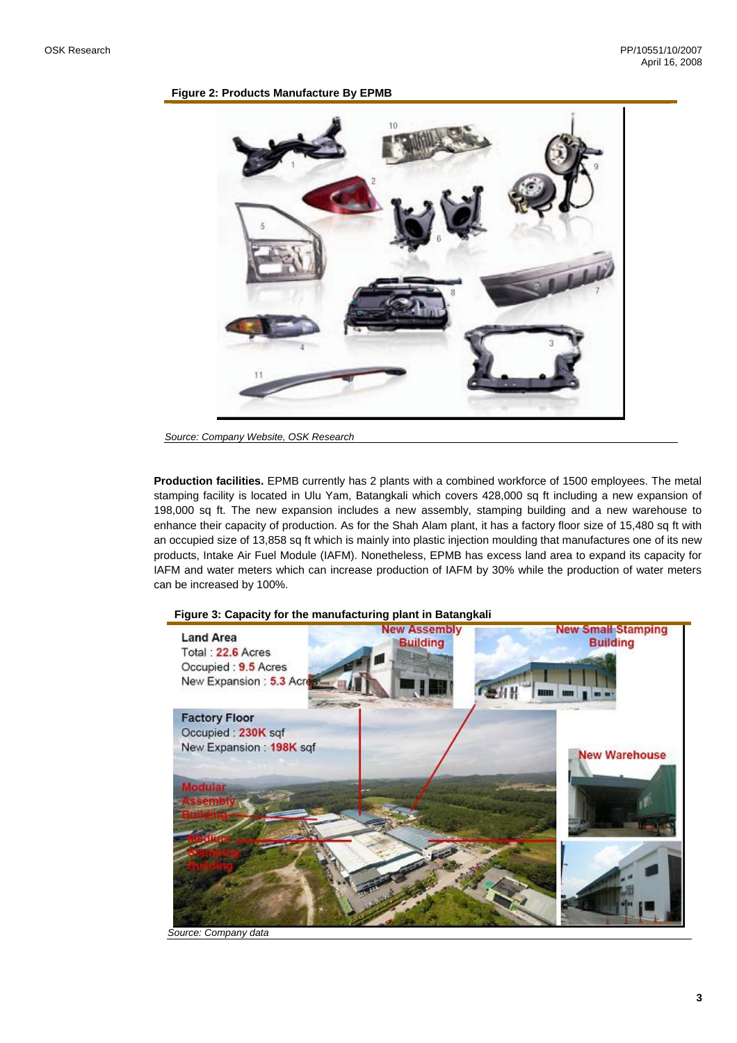**Figure 2: Products Manufacture By EPMB**

*Source: Company Website, OSK Research*

**Production facilities.** EPMB currently has 2 plants with a combined workforce of 1500 employees. The metal stamping facility is located in Ulu Yam, Batangkali which covers 428,000 sq ft including a new expansion of 198,000 sq ft. The new expansion includes a new assembly, stamping building and a new warehouse to enhance their capacity of production. As for the Shah Alam plant, it has a factory floor size of 15,480 sq ft with an occupied size of 13,858 sq ft which is mainly into plastic injection moulding that manufactures one of its new products, Intake Air Fuel Module (IAFM). Nonetheless, EPMB has excess land area to expand its capacity for IAFM and water meters which can increase production of IAFM by 30% while the production of water meters can be increased by 100%.

**Figure 3: Capacity for the manufacturing plant in Batangkali**

**Land Area**
Total : 22.6 Acres
Occupied : 9.5 Acres
New Expansion : 5.3 Acres

**Factory Floor**
Occupied : 230K sqf
New Expansion : 198K sqf

*Source: Company data*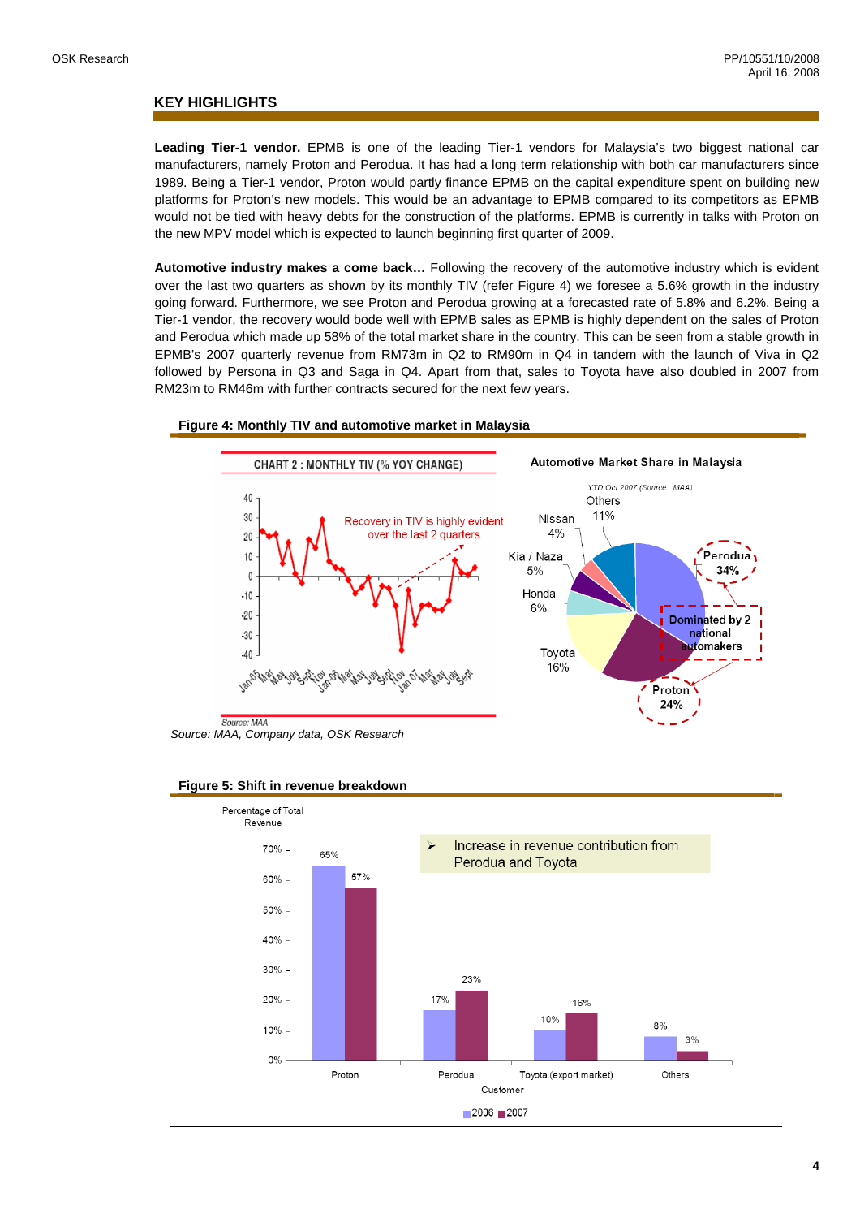## KEY HIGHLIGHTS

**Leading Tier-1 vendor.** EPMB is one of the leading Tier-1 vendors for Malaysia's two biggest national car manufacturers, namely Proton and Perodua. It has had a long term relationship with both car manufacturers since 1989. Being a Tier-1 vendor, Proton would partly finance EPMB on the capital expenditure spent on building new platforms for Proton's new models. This would be an advantage to EPMB compared to its competitors as EPMB would not be tied with heavy debts for the construction of the platforms. EPMB is currently in talks with Proton on the new MPV model which is expected to launch beginning first quarter of 2009.

**Automotive industry makes a come back…** Following the recovery of the automotive industry which is evident over the last two quarters as shown by its monthly TIV (refer Figure 4) we foresee a 5.6% growth in the industry going forward. Furthermore, we see Proton and Perodua growing at a forecasted rate of 5.8% and 6.2%. Being a Tier-1 vendor, the recovery would bode well with EPMB sales as EPMB is highly dependent on the sales of Proton and Perodua which made up 58% of the total market share in the country. This can be seen from a stable growth in EPMB's 2007 quarterly revenue from RM73m in Q2 to RM90m in Q4 in tandem with the launch of Viva in Q2 followed by Persona in Q3 and Saga in Q4. Apart from that, sales to Toyota have also doubled in 2007 from RM23m to RM46m with further contracts secured for the next few years.

**Figure 4: Monthly TIV and automotive market in Malaysia**

CHART 2 : MONTHLY TIV (% YOY CHANGE)

Recovery in TIV is highly evident over the last 2 quarters

Source: MAA

Automotive Market Share in Malaysia

YTD Oct 2007 (Source : MAA)

| Manufacturer | Market Share |
|---|---|
| Perodua | 34% |
| Proton | 24% |
| Toyota | 16% |
| Honda | 6% |
| Kia / Naza | 5% |
| Nissan | 4% |
| Others | 11% |

Dominated by 2 national automakers

*Source: MAA, Company data, OSK Research*

**Figure 5: Shift in revenue breakdown**

Percentage of Total Revenue

➢ Increase in revenue contribution from Perodua and Toyota

| Customer | 2006 | 2007 |
|---|---|---|
| Proton | 65% | 57% |
| Perodua | 17% | 23% |
| Toyota (export market) | 10% | 16% |
| Others | 8% | 3% |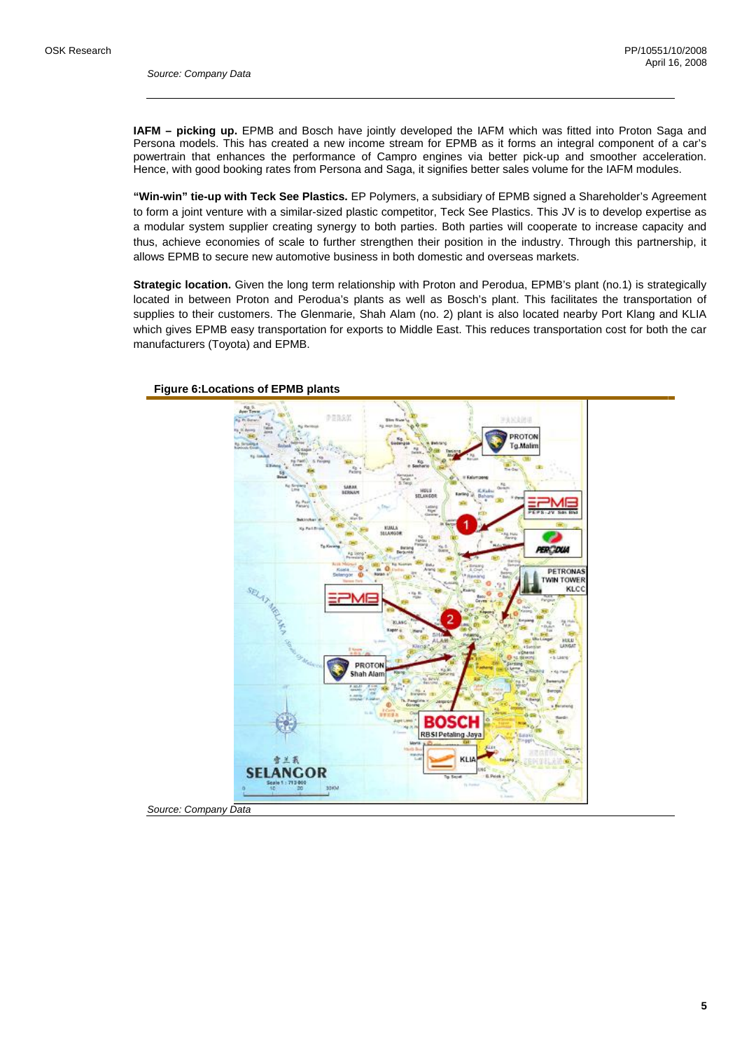*Source: Company Data*

**IAFM – picking up.** EPMB and Bosch have jointly developed the IAFM which was fitted into Proton Saga and Persona models. This has created a new income stream for EPMB as it forms an integral component of a car's powertrain that enhances the performance of Campro engines via better pick-up and smoother acceleration. Hence, with good booking rates from Persona and Saga, it signifies better sales volume for the IAFM modules.

**"Win-win" tie-up with Teck See Plastics.** EP Polymers, a subsidiary of EPMB signed a Shareholder's Agreement to form a joint venture with a similar-sized plastic competitor, Teck See Plastics. This JV is to develop expertise as a modular system supplier creating synergy to both parties. Both parties will cooperate to increase capacity and thus, achieve economies of scale to further strengthen their position in the industry. Through this partnership, it allows EPMB to secure new automotive business in both domestic and overseas markets.

**Strategic location.** Given the long term relationship with Proton and Perodua, EPMB's plant (no.1) is strategically located in between Proton and Perodua's plants as well as Bosch's plant. This facilitates the transportation of supplies to their customers. The Glenmarie, Shah Alam (no. 2) plant is also located nearby Port Klang and KLIA which gives EPMB easy transportation for exports to Middle East. This reduces transportation cost for both the car manufacturers (Toyota) and EPMB.

**Figure 6:Locations of EPMB plants**

*Source: Company Data*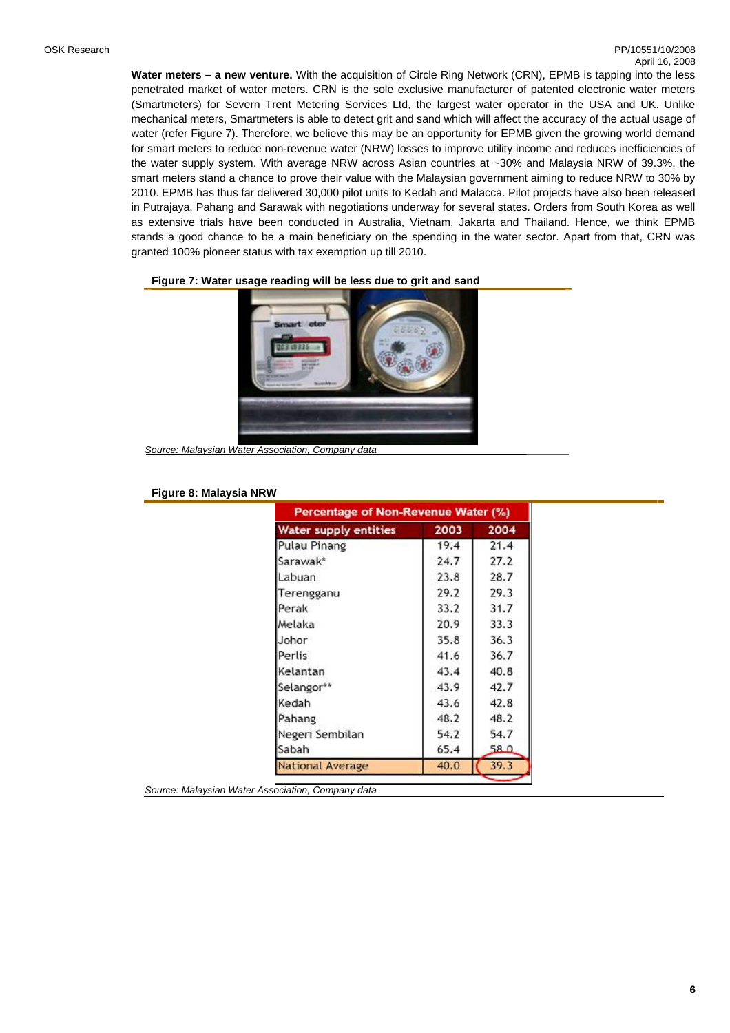**Water meters – a new venture.** With the acquisition of Circle Ring Network (CRN), EPMB is tapping into the less penetrated market of water meters. CRN is the sole exclusive manufacturer of patented electronic water meters (Smartmeters) for Severn Trent Metering Services Ltd, the largest water operator in the USA and UK. Unlike mechanical meters, Smartmeters is able to detect grit and sand which will affect the accuracy of the actual usage of water (refer Figure 7). Therefore, we believe this may be an opportunity for EPMB given the growing world demand for smart meters to reduce non-revenue water (NRW) losses to improve utility income and reduces inefficiencies of the water supply system. With average NRW across Asian countries at ~30% and Malaysia NRW of 39.3%, the smart meters stand a chance to prove their value with the Malaysian government aiming to reduce NRW to 30% by 2010. EPMB has thus far delivered 30,000 pilot units to Kedah and Malacca. Pilot projects have also been released in Putrajaya, Pahang and Sarawak with negotiations underway for several states. Orders from South Korea as well as extensive trials have been conducted in Australia, Vietnam, Jakarta and Thailand. Hence, we think EPMB stands a good chance to be a main beneficiary on the spending in the water sector. Apart from that, CRN was granted 100% pioneer status with tax exemption up till 2010.

**Figure 7: Water usage reading will be less due to grit and sand**

*Source: Malaysian Water Association, Company data*

**Figure 8: Malaysia NRW**

| Percentage of Non-Revenue Water (%) | | |
|---|---|---|
| Water supply entities | 2003 | 2004 |
| Pulau Pinang | 19.4 | 21.4 |
| Sarawak* | 24.7 | 27.2 |
| Labuan | 23.8 | 28.7 |
| Terengganu | 29.2 | 29.3 |
| Perak | 33.2 | 31.7 |
| Melaka | 20.9 | 33.3 |
| Johor | 35.8 | 36.3 |
| Perlis | 41.6 | 36.7 |
| Kelantan | 43.4 | 40.8 |
| Selangor** | 43.9 | 42.7 |
| Kedah | 43.6 | 42.8 |
| Pahang | 48.2 | 48.2 |
| Negeri Sembilan | 54.2 | 54.7 |
| Sabah | 65.4 | 58.0 |
| National Average | 40.0 | 39.3 |

*Source: Malaysian Water Association, Company data*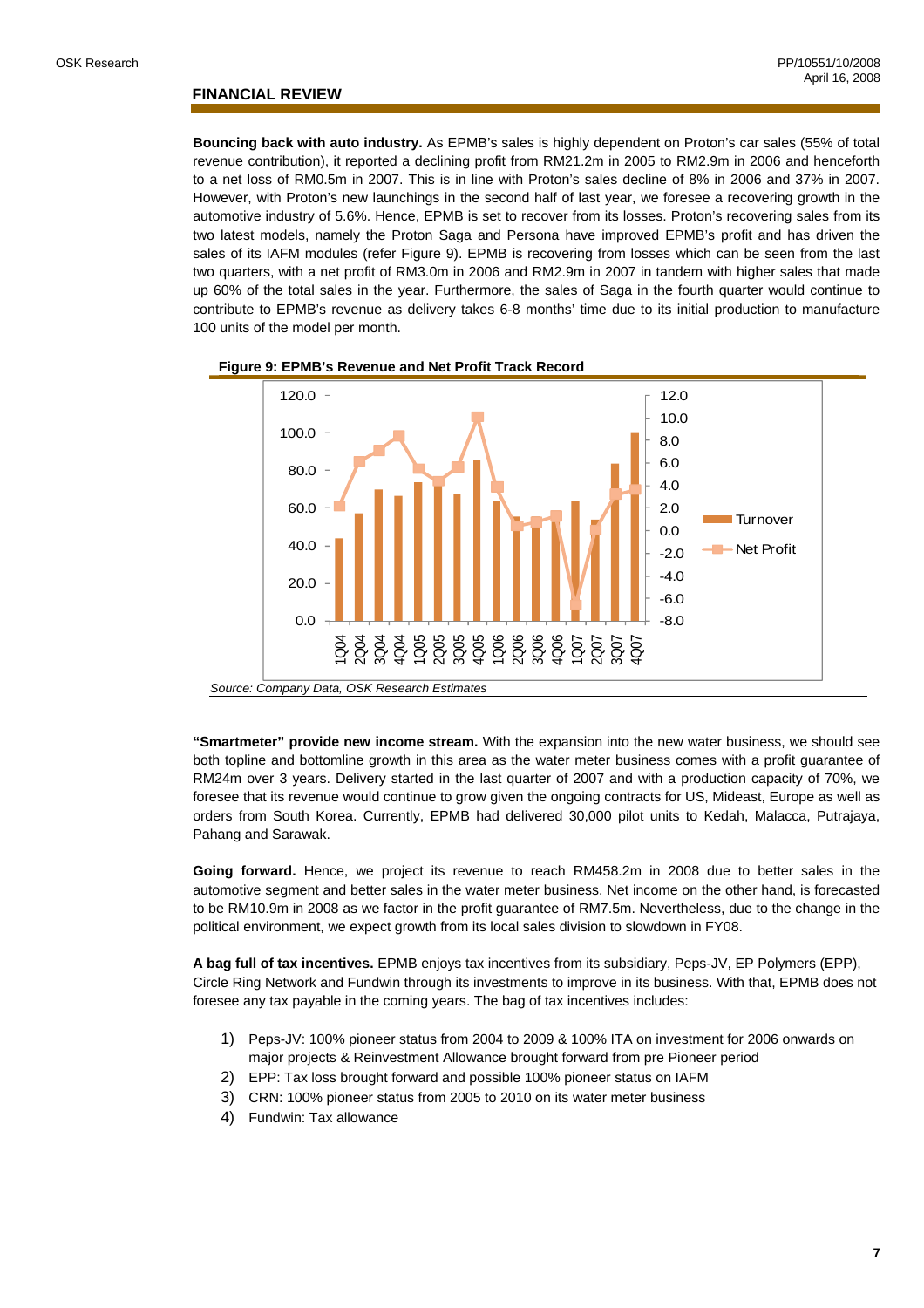## FINANCIAL REVIEW

**Bouncing back with auto industry.** As EPMB's sales is highly dependent on Proton's car sales (55% of total revenue contribution), it reported a declining profit from RM21.2m in 2005 to RM2.9m in 2006 and henceforth to a net loss of RM0.5m in 2007. This is in line with Proton's sales decline of 8% in 2006 and 37% in 2007. However, with Proton's new launchings in the second half of last year, we foresee a recovering growth in the automotive industry of 5.6%. Hence, EPMB is set to recover from its losses. Proton's recovering sales from its two latest models, namely the Proton Saga and Persona have improved EPMB's profit and has driven the sales of its IAFM modules (refer Figure 9). EPMB is recovering from losses which can be seen from the last two quarters, with a net profit of RM3.0m in 2006 and RM2.9m in 2007 in tandem with higher sales that made up 60% of the total sales in the year. Furthermore, the sales of Saga in the fourth quarter would continue to contribute to EPMB's revenue as delivery takes 6-8 months' time due to its initial production to manufacture 100 units of the model per month.

**Figure 9: EPMB's Revenue and Net Profit Track Record**

*Source: Company Data, OSK Research Estimates*

**"Smartmeter" provide new income stream.** With the expansion into the new water business, we should see both topline and bottomline growth in this area as the water meter business comes with a profit guarantee of RM24m over 3 years. Delivery started in the last quarter of 2007 and with a production capacity of 70%, we foresee that its revenue would continue to grow given the ongoing contracts for US, Mideast, Europe as well as orders from South Korea. Currently, EPMB had delivered 30,000 pilot units to Kedah, Malacca, Putrajaya, Pahang and Sarawak.

**Going forward.** Hence, we project its revenue to reach RM458.2m in 2008 due to better sales in the automotive segment and better sales in the water meter business. Net income on the other hand, is forecasted to be RM10.9m in 2008 as we factor in the profit guarantee of RM7.5m. Nevertheless, due to the change in the political environment, we expect growth from its local sales division to slowdown in FY08.

**A bag full of tax incentives.** EPMB enjoys tax incentives from its subsidiary, Peps-JV, EP Polymers (EPP), Circle Ring Network and Fundwin through its investments to improve in its business. With that, EPMB does not foresee any tax payable in the coming years. The bag of tax incentives includes:

1) Peps-JV: 100% pioneer status from 2004 to 2009 & 100% ITA on investment for 2006 onwards on major projects & Reinvestment Allowance brought forward from pre Pioneer period
2) EPP: Tax loss brought forward and possible 100% pioneer status on IAFM
3) CRN: 100% pioneer status from 2005 to 2010 on its water meter business
4) Fundwin: Tax allowance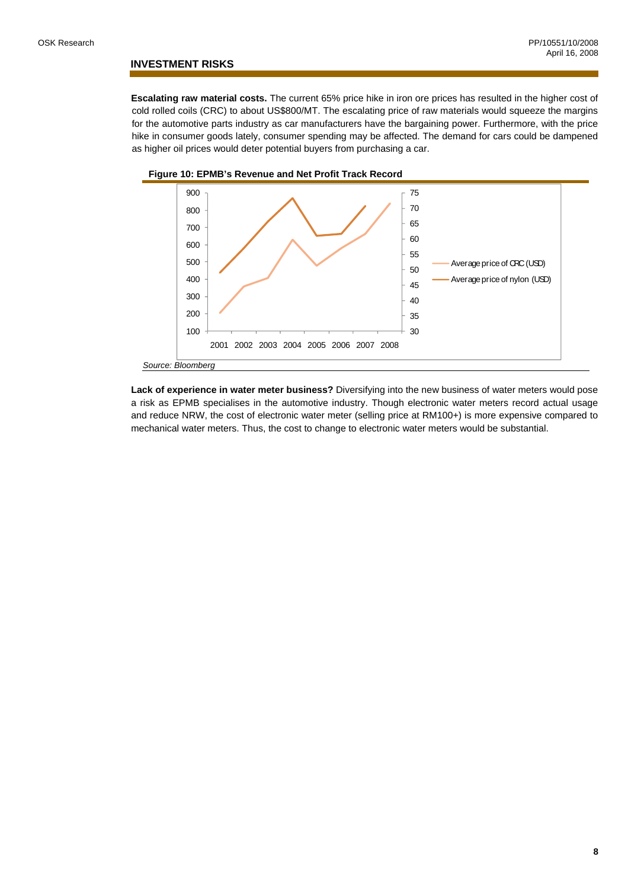## INVESTMENT RISKS

**Escalating raw material costs.** The current 65% price hike in iron ore prices has resulted in the higher cost of cold rolled coils (CRC) to about US$800/MT. The escalating price of raw materials would squeeze the margins for the automotive parts industry as car manufacturers have the bargaining power. Furthermore, with the price hike in consumer goods lately, consumer spending may be affected. The demand for cars could be dampened as higher oil prices would deter potential buyers from purchasing a car.

**Figure 10: EPMB's Revenue and Net Profit Track Record**

*Source: Bloomberg*

**Lack of experience in water meter business?** Diversifying into the new business of water meters would pose a risk as EPMB specialises in the automotive industry. Though electronic water meters record actual usage and reduce NRW, the cost of electronic water meter (selling price at RM100+) is more expensive compared to mechanical water meters. Thus, the cost to change to electronic water meters would be substantial.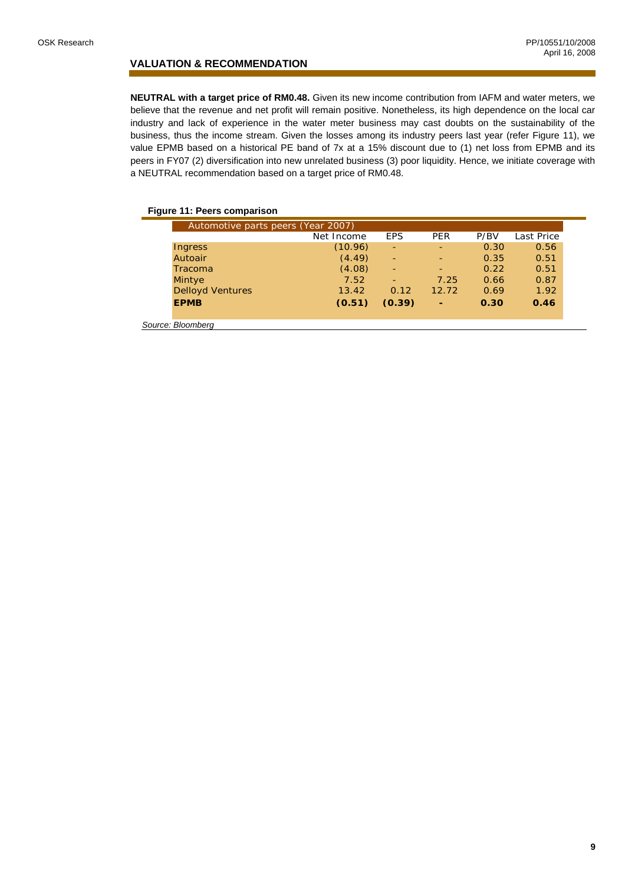## VALUATION & RECOMMENDATION

**NEUTRAL with a target price of RM0.48.** Given its new income contribution from IAFM and water meters, we believe that the revenue and net profit will remain positive. Nonetheless, its high dependence on the local car industry and lack of experience in the water meter business may cast doubts on the sustainability of the business, thus the income stream. Given the losses among its industry peers last year (refer Figure 11), we value EPMB based on a historical PE band of 7x at a 15% discount due to (1) net loss from EPMB and its peers in FY07 (2) diversification into new unrelated business (3) poor liquidity. Hence, we initiate coverage with a NEUTRAL recommendation based on a target price of RM0.48.

**Figure 11: Peers comparison**

| Automotive parts peers (Year 2007) | | | | | |
|---|---|---|---|---|---|
| | Net Income | EPS | PER | P/BV | Last Price |
| Ingress | (10.96) | - | - | 0.30 | 0.56 |
| Autoair | (4.49) | - | - | 0.35 | 0.51 |
| Tracoma | (4.08) | - | - | 0.22 | 0.51 |
| Mintye | 7.52 | - | 7.25 | 0.66 | 0.87 |
| Delloyd Ventures | 13.42 | 0.12 | 12.72 | 0.69 | 1.92 |
| **EPMB** | **(0.51)** | **(0.39)** | **-** | **0.30** | **0.46** |

*Source: Bloomberg*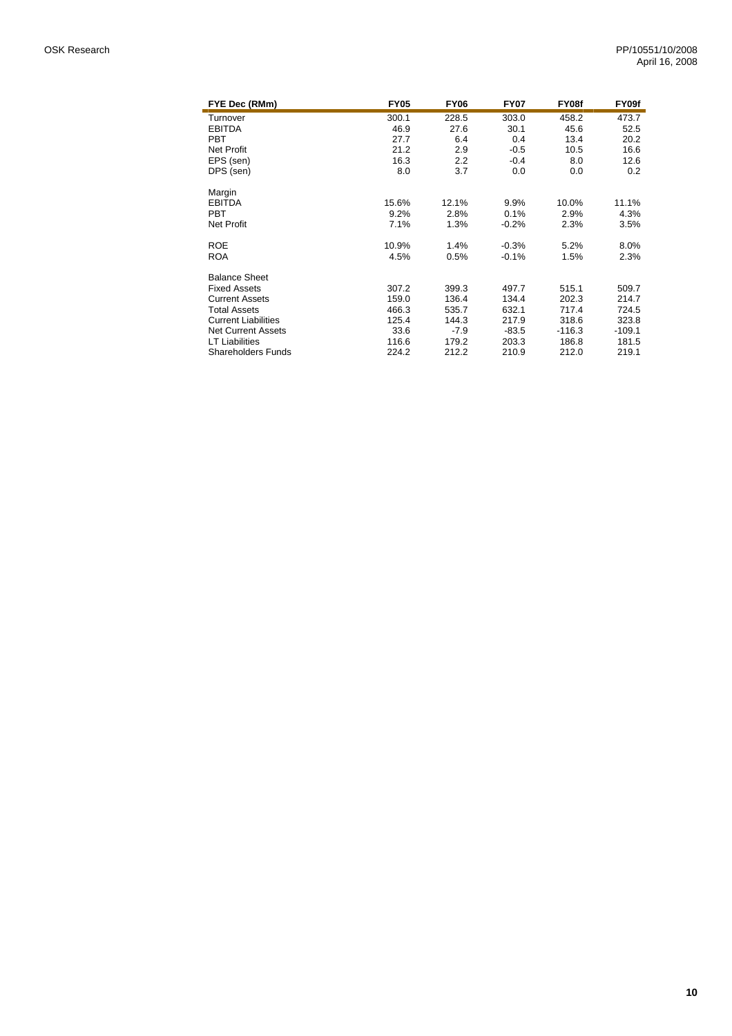| FYE Dec (RMm) | FY05 | FY06 | FY07 | FY08f | FY09f |
|---|---|---|---|---|---|
| Turnover | 300.1 | 228.5 | 303.0 | 458.2 | 473.7 |
| EBITDA | 46.9 | 27.6 | 30.1 | 45.6 | 52.5 |
| PBT | 27.7 | 6.4 | 0.4 | 13.4 | 20.2 |
| Net Profit | 21.2 | 2.9 | -0.5 | 10.5 | 16.6 |
| EPS (sen) | 16.3 | 2.2 | -0.4 | 8.0 | 12.6 |
| DPS (sen) | 8.0 | 3.7 | 0.0 | 0.0 | 0.2 |
| | | | | | |
| Margin | | | | | |
| EBITDA | 15.6% | 12.1% | 9.9% | 10.0% | 11.1% |
| PBT | 9.2% | 2.8% | 0.1% | 2.9% | 4.3% |
| Net Profit | 7.1% | 1.3% | -0.2% | 2.3% | 3.5% |
| | | | | | |
| ROE | 10.9% | 1.4% | -0.3% | 5.2% | 8.0% |
| ROA | 4.5% | 0.5% | -0.1% | 1.5% | 2.3% |
| | | | | | |
| Balance Sheet | | | | | |
| Fixed Assets | 307.2 | 399.3 | 497.7 | 515.1 | 509.7 |
| Current Assets | 159.0 | 136.4 | 134.4 | 202.3 | 214.7 |
| Total Assets | 466.3 | 535.7 | 632.1 | 717.4 | 724.5 |
| Current Liabilities | 125.4 | 144.3 | 217.9 | 318.6 | 323.8 |
| Net Current Assets | 33.6 | -7.9 | -83.5 | -116.3 | -109.1 |
| LT Liabilities | 116.6 | 179.2 | 203.3 | 186.8 | 181.5 |
| Shareholders Funds | 224.2 | 212.2 | 210.9 | 212.0 | 219.1 |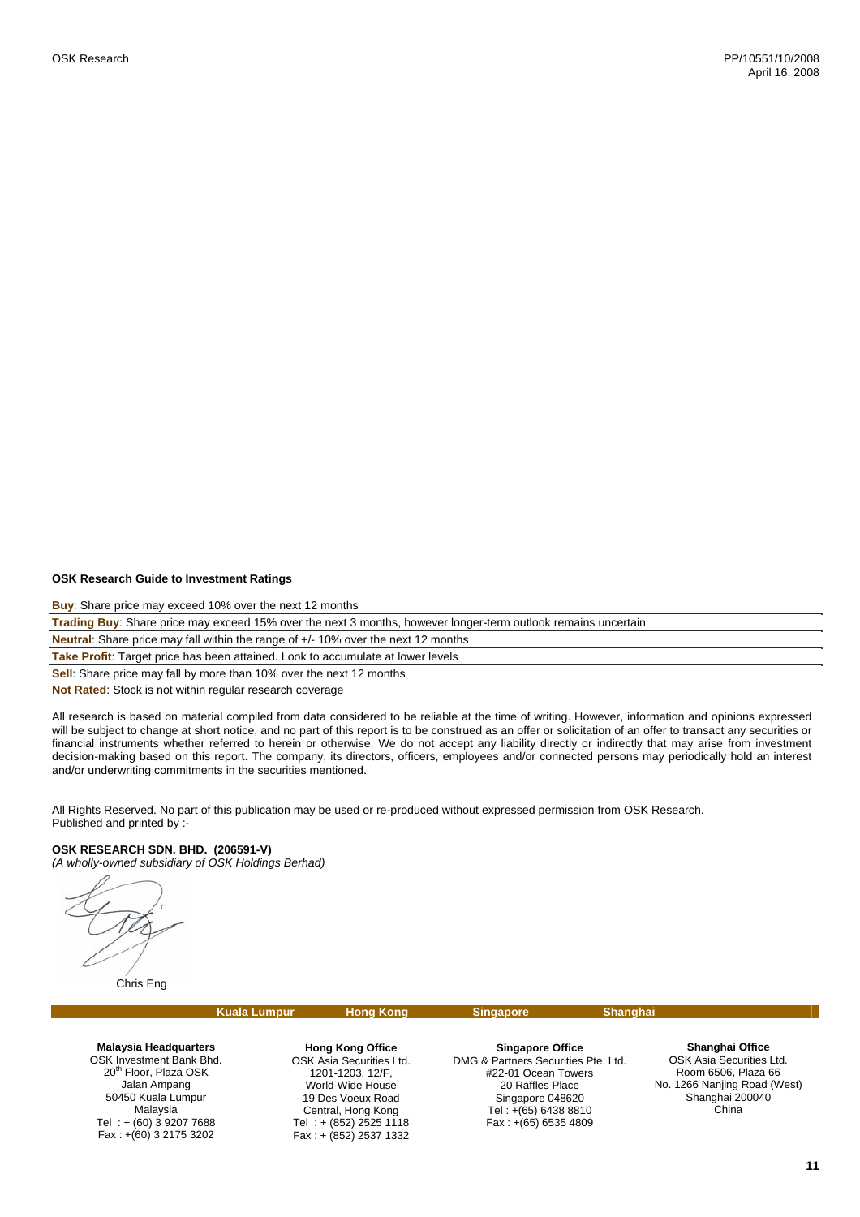**OSK Research Guide to Investment Ratings**

**Buy**: Share price may exceed 10% over the next 12 months

**Trading Buy**: Share price may exceed 15% over the next 3 months, however longer-term outlook remains uncertain

**Neutral**: Share price may fall within the range of +/- 10% over the next 12 months

**Take Profit**: Target price has been attained. Look to accumulate at lower levels

**Sell**: Share price may fall by more than 10% over the next 12 months

**Not Rated**: Stock is not within regular research coverage

All research is based on material compiled from data considered to be reliable at the time of writing. However, information and opinions expressed will be subject to change at short notice, and no part of this report is to be construed as an offer or solicitation of an offer to transact any securities or financial instruments whether referred to herein or otherwise. We do not accept any liability directly or indirectly that may arise from investment decision-making based on this report. The company, its directors, officers, employees and/or connected persons may periodically hold an interest and/or underwriting commitments in the securities mentioned.

All Rights Reserved. No part of this publication may be used or re-produced without expressed permission from OSK Research.
Published and printed by :-

**OSK RESEARCH SDN. BHD. (206591-V)**
*(A wholly-owned subsidiary of OSK Holdings Berhad)*

Chris Eng

**Kuala Lumpur** | **Hong Kong** | **Singapore** | **Shanghai**

**Malaysia Headquarters**
OSK Investment Bank Bhd.
20th Floor, Plaza OSK
Jalan Ampang
50450 Kuala Lumpur
Malaysia
Tel : + (60) 3 9207 7688
Fax : +(60) 3 2175 3202

**Hong Kong Office**
OSK Asia Securities Ltd.
1201-1203, 12/F,
World-Wide House
19 Des Voeux Road
Central, Hong Kong
Tel : + (852) 2525 1118
Fax : + (852) 2537 1332

**Singapore Office**
DMG & Partners Securities Pte. Ltd.
#22-01 Ocean Towers
20 Raffles Place
Singapore 048620
Tel : +(65) 6438 8810
Fax : +(65) 6535 4809

**Shanghai Office**
OSK Asia Securities Ltd.
Room 6506, Plaza 66
No. 1266 Nanjing Road (West)
Shanghai 200040
China